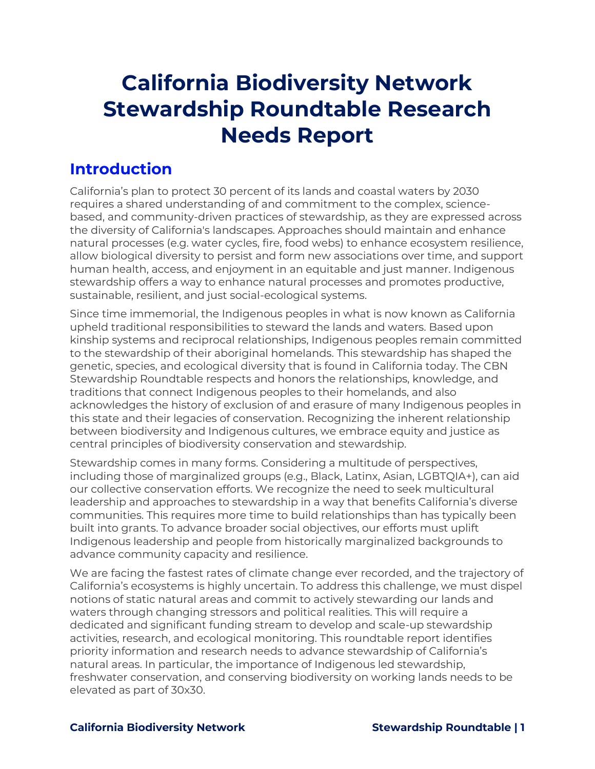# California Biodiversity Network Stewardship Roundtable Research Needs Report

## Introduction

California's plan to protect 30 percent of its lands and coastal waters by 2030 requires a shared understanding of and commitment to the complex, science-based, and community-driven practices of stewardship, as they are expressed across the diversity of California's landscapes. Approaches should maintain and enhance natural processes (e.g. water cycles, fire, food webs) to enhance ecosystem resilience, allow biological diversity to persist and form new associations over time, and support human health, access, and enjoyment in an equitable and just manner. Indigenous stewardship offers a way to enhance natural processes and promotes productive, sustainable, resilient, and just social-ecological systems.

Since time immemorial, the Indigenous peoples in what is now known as California upheld traditional responsibilities to steward the lands and waters. Based upon kinship systems and reciprocal relationships, Indigenous peoples remain committed to the stewardship of their aboriginal homelands. This stewardship has shaped the genetic, species, and ecological diversity that is found in California today. The CBN Stewardship Roundtable respects and honors the relationships, knowledge, and traditions that connect Indigenous peoples to their homelands, and also acknowledges the history of exclusion of and erasure of many Indigenous peoples in this state and their legacies of conservation. Recognizing the inherent relationship between biodiversity and Indigenous cultures, we embrace equity and justice as central principles of biodiversity conservation and stewardship.

Stewardship comes in many forms. Considering a multitude of perspectives, including those of marginalized groups (e.g., Black, Latinx, Asian, LGBTQIA+), can aid our collective conservation efforts. We recognize the need to seek multicultural leadership and approaches to stewardship in a way that benefits California's diverse communities. This requires more time to build relationships than has typically been built into grants. To advance broader social objectives, our efforts must uplift Indigenous leadership and people from historically marginalized backgrounds to advance community capacity and resilience.

We are facing the fastest rates of climate change ever recorded, and the trajectory of California's ecosystems is highly uncertain. To address this challenge, we must dispel notions of static natural areas and commit to actively stewarding our lands and waters through changing stressors and political realities. This will require a dedicated and significant funding stream to develop and scale-up stewardship activities, research, and ecological monitoring. This roundtable report identifies priority information and research needs to advance stewardship of California's natural areas. In particular, the importance of Indigenous led stewardship, freshwater conservation, and conserving biodiversity on working lands needs to be elevated as part of 30x30.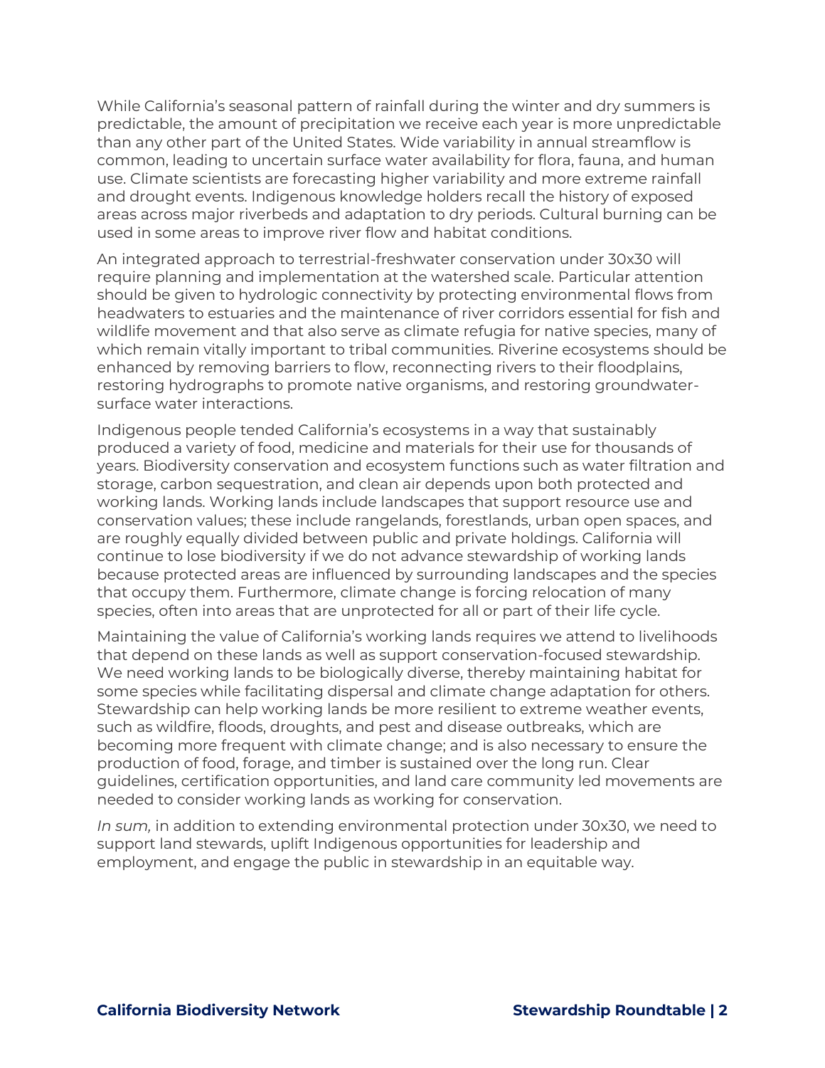While California's seasonal pattern of rainfall during the winter and dry summers is predictable, the amount of precipitation we receive each year is more unpredictable than any other part of the United States. Wide variability in annual streamflow is common, leading to uncertain surface water availability for flora, fauna, and human use. Climate scientists are forecasting higher variability and more extreme rainfall and drought events. Indigenous knowledge holders recall the history of exposed areas across major riverbeds and adaptation to dry periods. Cultural burning can be used in some areas to improve river flow and habitat conditions.

An integrated approach to terrestrial-freshwater conservation under 30x30 will require planning and implementation at the watershed scale. Particular attention should be given to hydrologic connectivity by protecting environmental flows from headwaters to estuaries and the maintenance of river corridors essential for fish and wildlife movement and that also serve as climate refugia for native species, many of which remain vitally important to tribal communities. Riverine ecosystems should be enhanced by removing barriers to flow, reconnecting rivers to their floodplains, restoring hydrographs to promote native organisms, and restoring groundwater-surface water interactions.

Indigenous people tended California's ecosystems in a way that sustainably produced a variety of food, medicine and materials for their use for thousands of years. Biodiversity conservation and ecosystem functions such as water filtration and storage, carbon sequestration, and clean air depends upon both protected and working lands. Working lands include landscapes that support resource use and conservation values; these include rangelands, forestlands, urban open spaces, and are roughly equally divided between public and private holdings. California will continue to lose biodiversity if we do not advance stewardship of working lands because protected areas are influenced by surrounding landscapes and the species that occupy them. Furthermore, climate change is forcing relocation of many species, often into areas that are unprotected for all or part of their life cycle.

Maintaining the value of California's working lands requires we attend to livelihoods that depend on these lands as well as support conservation-focused stewardship. We need working lands to be biologically diverse, thereby maintaining habitat for some species while facilitating dispersal and climate change adaptation for others. Stewardship can help working lands be more resilient to extreme weather events, such as wildfire, floods, droughts, and pest and disease outbreaks, which are becoming more frequent with climate change; and is also necessary to ensure the production of food, forage, and timber is sustained over the long run. Clear guidelines, certification opportunities, and land care community led movements are needed to consider working lands as working for conservation.

*In sum,* in addition to extending environmental protection under 30x30, we need to support land stewards, uplift Indigenous opportunities for leadership and employment, and engage the public in stewardship in an equitable way.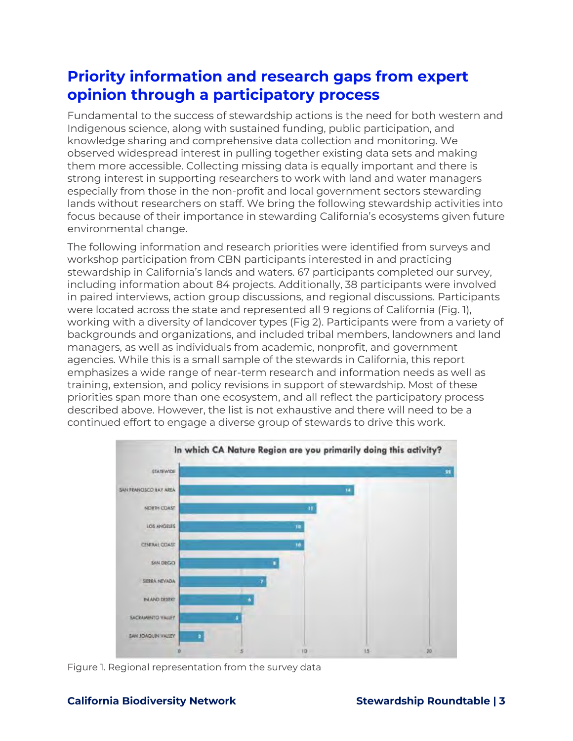## Priority information and research gaps from expert opinion through a participatory process

Fundamental to the success of stewardship actions is the need for both western and Indigenous science, along with sustained funding, public participation, and knowledge sharing and comprehensive data collection and monitoring. We observed widespread interest in pulling together existing data sets and making them more accessible. Collecting missing data is equally important and there is strong interest in supporting researchers to work with land and water managers especially from those in the non-profit and local government sectors stewarding lands without researchers on staff. We bring the following stewardship activities into focus because of their importance in stewarding California's ecosystems given future environmental change.

The following information and research priorities were identified from surveys and workshop participation from CBN participants interested in and practicing stewardship in California's lands and waters. 67 participants completed our survey, including information about 84 projects. Additionally, 38 participants were involved in paired interviews, action group discussions, and regional discussions. Participants were located across the state and represented all 9 regions of California (Fig. 1), working with a diversity of landcover types (Fig 2). Participants were from a variety of backgrounds and organizations, and included tribal members, landowners and land managers, as well as individuals from academic, nonprofit, and government agencies. While this is a small sample of the stewards in California, this report emphasizes a wide range of near-term research and information needs as well as training, extension, and policy revisions in support of stewardship. Most of these priorities span more than one ecosystem, and all reflect the participatory process described above. However, the list is not exhaustive and there will need to be a continued effort to engage a diverse group of stewards to drive this work.

**In which CA Nature Region are you primarily doing this activity?**

| Region | Count |
| --- | --- |
| STATEWIDE | 22 |
| SAN FRANCISCO BAY AREA | 14 |
| NORTH COAST | 11 |
| LOS ANGELES | 10 |
| CENTRAL COAST | 10 |
| SAN DIEGO | 8 |
| SIERRA NEVADA | 7 |
| INLAND DESERT | 6 |
| SACRAMENTO VALLEY | 5 |
| SAN JOAQUIN VALLEY | 2 |

Figure 1. Regional representation from the survey data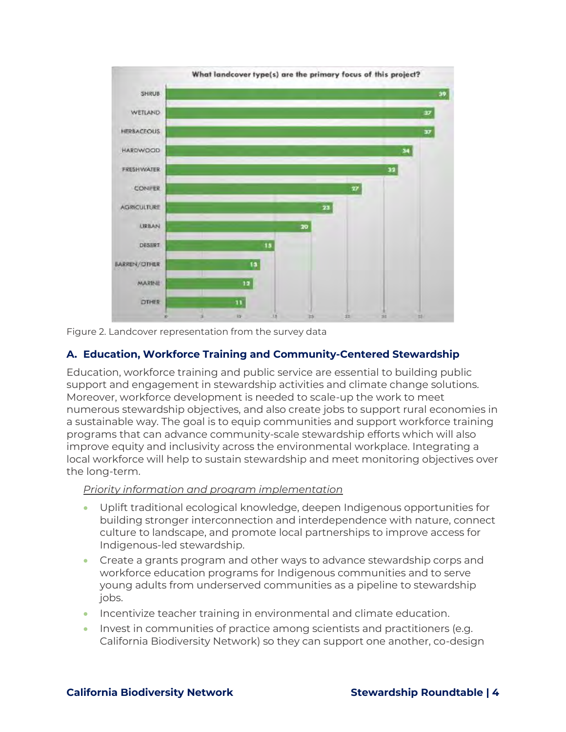**What landcover type(s) are the primary focus of this project?**

| Landcover type | Count |
|---|---|
| SHRUB | 39 |
| WETLAND | 37 |
| HERBACEOUS | 37 |
| HARDWOOD | 34 |
| FRESHWATER | 32 |
| CONIFER | 27 |
| AGRICULTURE | 23 |
| URBAN | 20 |
| DESERT | 15 |
| BARREN/OTHER | 13 |
| MARINE | 12 |
| OTHER | 11 |

Figure 2. Landcover representation from the survey data

### A. Education, Workforce Training and Community-Centered Stewardship

Education, workforce training and public service are essential to building public support and engagement in stewardship activities and climate change solutions. Moreover, workforce development is needed to scale-up the work to meet numerous stewardship objectives, and also create jobs to support rural economies in a sustainable way. The goal is to equip communities and support workforce training programs that can advance community-scale stewardship efforts which will also improve equity and inclusivity across the environmental workplace. Integrating a local workforce will help to sustain stewardship and meet monitoring objectives over the long-term.

*Priority information and program implementation*

- Uplift traditional ecological knowledge, deepen Indigenous opportunities for building stronger interconnection and interdependence with nature, connect culture to landscape, and promote local partnerships to improve access for Indigenous-led stewardship.
- Create a grants program and other ways to advance stewardship corps and workforce education programs for Indigenous communities and to serve young adults from underserved communities as a pipeline to stewardship jobs.
- Incentivize teacher training in environmental and climate education.
- Invest in communities of practice among scientists and practitioners (e.g. California Biodiversity Network) so they can support one another, co-design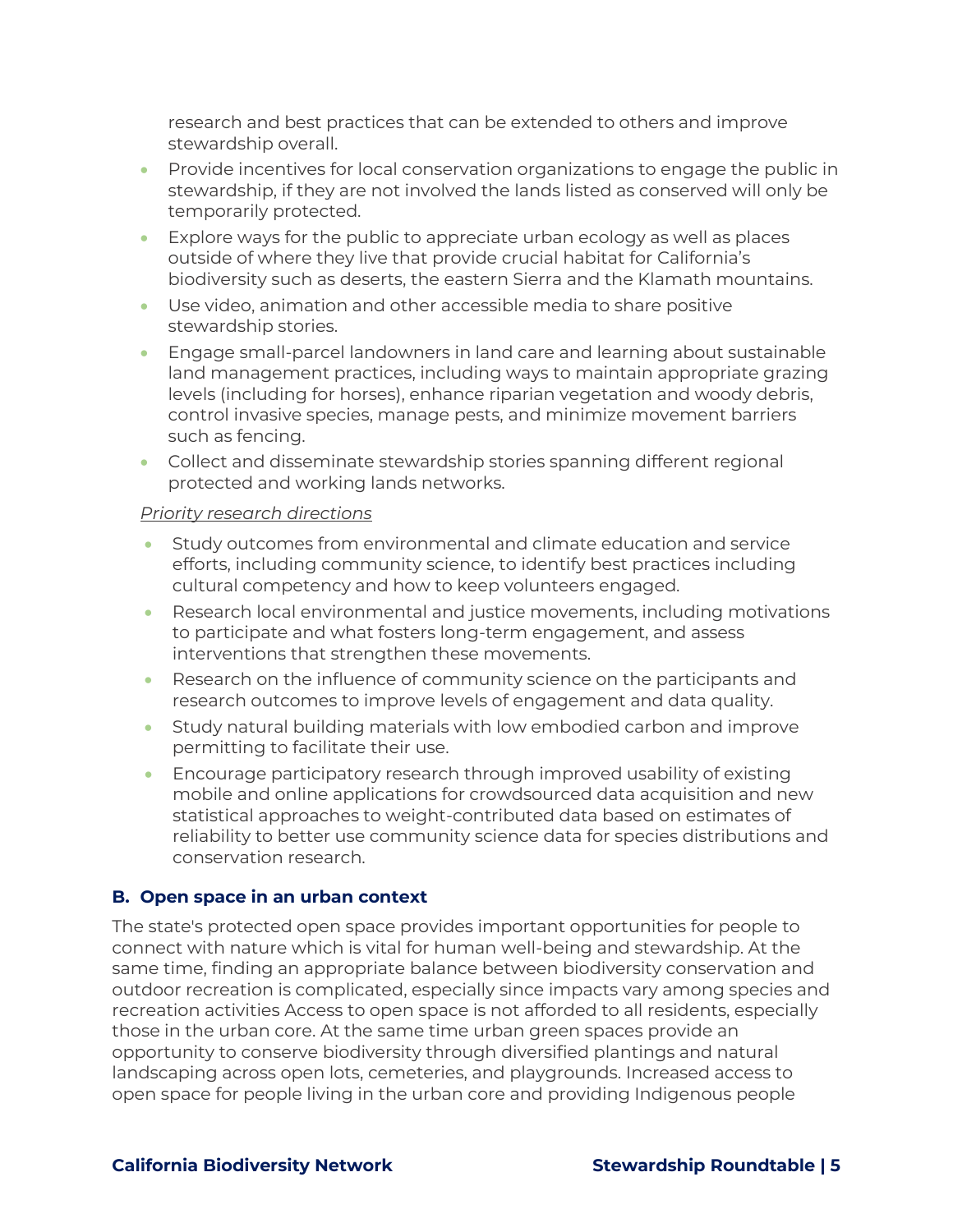research and best practices that can be extended to others and improve stewardship overall.

- Provide incentives for local conservation organizations to engage the public in stewardship, if they are not involved the lands listed as conserved will only be temporarily protected.
- Explore ways for the public to appreciate urban ecology as well as places outside of where they live that provide crucial habitat for California's biodiversity such as deserts, the eastern Sierra and the Klamath mountains.
- Use video, animation and other accessible media to share positive stewardship stories.
- Engage small-parcel landowners in land care and learning about sustainable land management practices, including ways to maintain appropriate grazing levels (including for horses), enhance riparian vegetation and woody debris, control invasive species, manage pests, and minimize movement barriers such as fencing.
- Collect and disseminate stewardship stories spanning different regional protected and working lands networks.

*Priority research directions*

- Study outcomes from environmental and climate education and service efforts, including community science, to identify best practices including cultural competency and how to keep volunteers engaged.
- Research local environmental and justice movements, including motivations to participate and what fosters long-term engagement, and assess interventions that strengthen these movements.
- Research on the influence of community science on the participants and research outcomes to improve levels of engagement and data quality.
- Study natural building materials with low embodied carbon and improve permitting to facilitate their use.
- Encourage participatory research through improved usability of existing mobile and online applications for crowdsourced data acquisition and new statistical approaches to weight-contributed data based on estimates of reliability to better use community science data for species distributions and conservation research.

### B. Open space in an urban context

The state's protected open space provides important opportunities for people to connect with nature which is vital for human well-being and stewardship. At the same time, finding an appropriate balance between biodiversity conservation and outdoor recreation is complicated, especially since impacts vary among species and recreation activities Access to open space is not afforded to all residents, especially those in the urban core. At the same time urban green spaces provide an opportunity to conserve biodiversity through diversified plantings and natural landscaping across open lots, cemeteries, and playgrounds. Increased access to open space for people living in the urban core and providing Indigenous people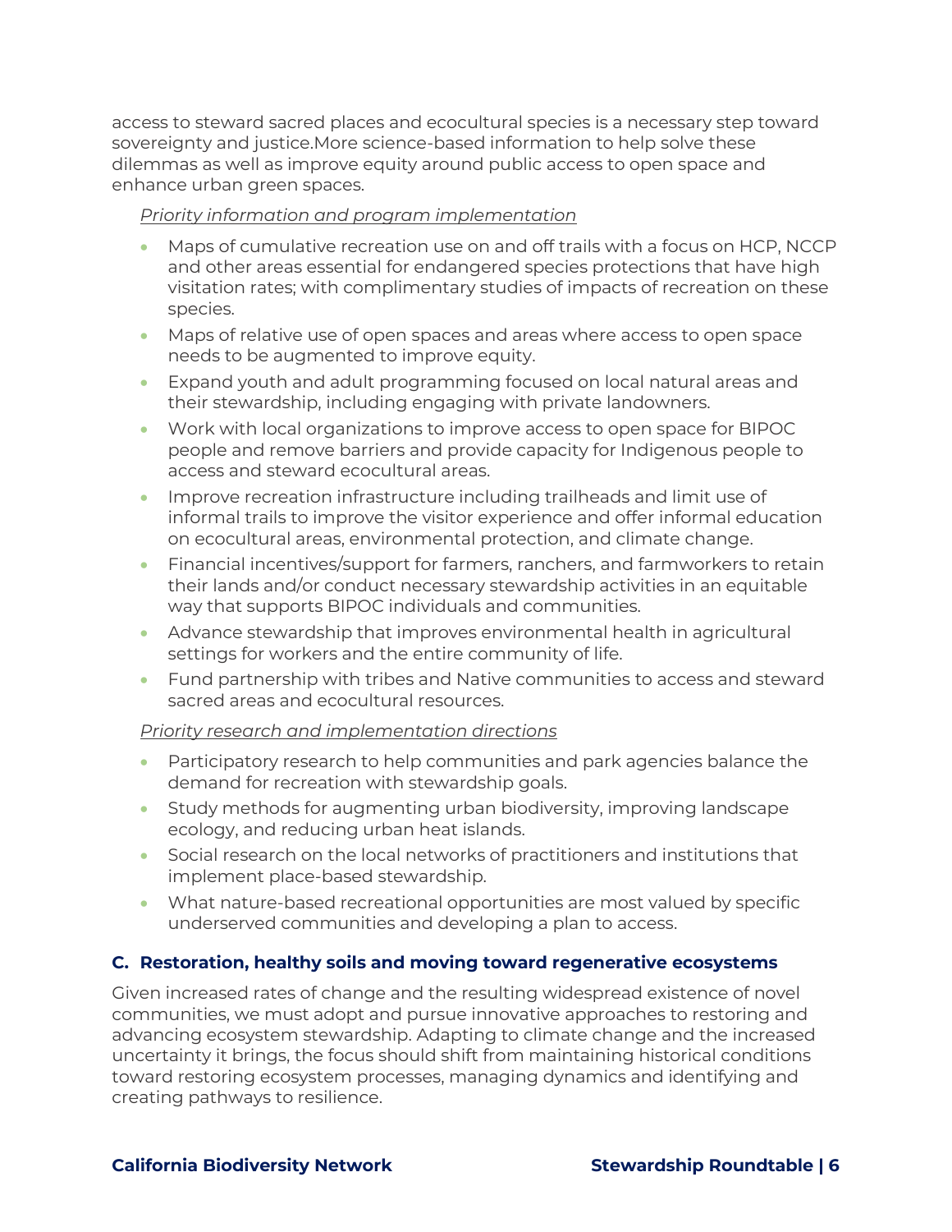access to steward sacred places and ecocultural species is a necessary step toward sovereignty and justice.More science-based information to help solve these dilemmas as well as improve equity around public access to open space and enhance urban green spaces.

*Priority information and program implementation*

- Maps of cumulative recreation use on and off trails with a focus on HCP, NCCP and other areas essential for endangered species protections that have high visitation rates; with complimentary studies of impacts of recreation on these species.
- Maps of relative use of open spaces and areas where access to open space needs to be augmented to improve equity.
- Expand youth and adult programming focused on local natural areas and their stewardship, including engaging with private landowners.
- Work with local organizations to improve access to open space for BIPOC people and remove barriers and provide capacity for Indigenous people to access and steward ecocultural areas.
- Improve recreation infrastructure including trailheads and limit use of informal trails to improve the visitor experience and offer informal education on ecocultural areas, environmental protection, and climate change.
- Financial incentives/support for farmers, ranchers, and farmworkers to retain their lands and/or conduct necessary stewardship activities in an equitable way that supports BIPOC individuals and communities.
- Advance stewardship that improves environmental health in agricultural settings for workers and the entire community of life.
- Fund partnership with tribes and Native communities to access and steward sacred areas and ecocultural resources.

*Priority research and implementation directions*

- Participatory research to help communities and park agencies balance the demand for recreation with stewardship goals.
- Study methods for augmenting urban biodiversity, improving landscape ecology, and reducing urban heat islands.
- Social research on the local networks of practitioners and institutions that implement place-based stewardship.
- What nature-based recreational opportunities are most valued by specific underserved communities and developing a plan to access.

### C. Restoration, healthy soils and moving toward regenerative ecosystems

Given increased rates of change and the resulting widespread existence of novel communities, we must adopt and pursue innovative approaches to restoring and advancing ecosystem stewardship. Adapting to climate change and the increased uncertainty it brings, the focus should shift from maintaining historical conditions toward restoring ecosystem processes, managing dynamics and identifying and creating pathways to resilience.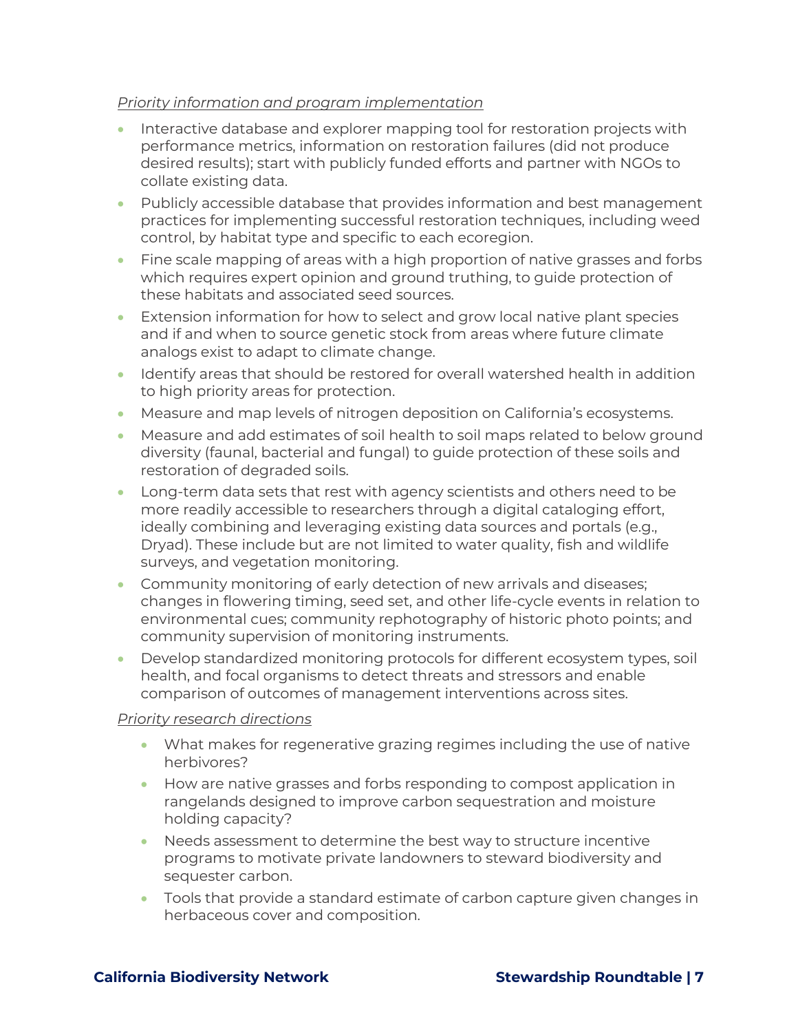*Priority information and program implementation*

- Interactive database and explorer mapping tool for restoration projects with performance metrics, information on restoration failures (did not produce desired results); start with publicly funded efforts and partner with NGOs to collate existing data.
- Publicly accessible database that provides information and best management practices for implementing successful restoration techniques, including weed control, by habitat type and specific to each ecoregion.
- Fine scale mapping of areas with a high proportion of native grasses and forbs which requires expert opinion and ground truthing, to guide protection of these habitats and associated seed sources.
- Extension information for how to select and grow local native plant species and if and when to source genetic stock from areas where future climate analogs exist to adapt to climate change.
- Identify areas that should be restored for overall watershed health in addition to high priority areas for protection.
- Measure and map levels of nitrogen deposition on California's ecosystems.
- Measure and add estimates of soil health to soil maps related to below ground diversity (faunal, bacterial and fungal) to guide protection of these soils and restoration of degraded soils.
- Long-term data sets that rest with agency scientists and others need to be more readily accessible to researchers through a digital cataloging effort, ideally combining and leveraging existing data sources and portals (e.g., Dryad). These include but are not limited to water quality, fish and wildlife surveys, and vegetation monitoring.
- Community monitoring of early detection of new arrivals and diseases; changes in flowering timing, seed set, and other life-cycle events in relation to environmental cues; community rephotography of historic photo points; and community supervision of monitoring instruments.
- Develop standardized monitoring protocols for different ecosystem types, soil health, and focal organisms to detect threats and stressors and enable comparison of outcomes of management interventions across sites.

*Priority research directions*

- What makes for regenerative grazing regimes including the use of native herbivores?
- How are native grasses and forbs responding to compost application in rangelands designed to improve carbon sequestration and moisture holding capacity?
- Needs assessment to determine the best way to structure incentive programs to motivate private landowners to steward biodiversity and sequester carbon.
- Tools that provide a standard estimate of carbon capture given changes in herbaceous cover and composition.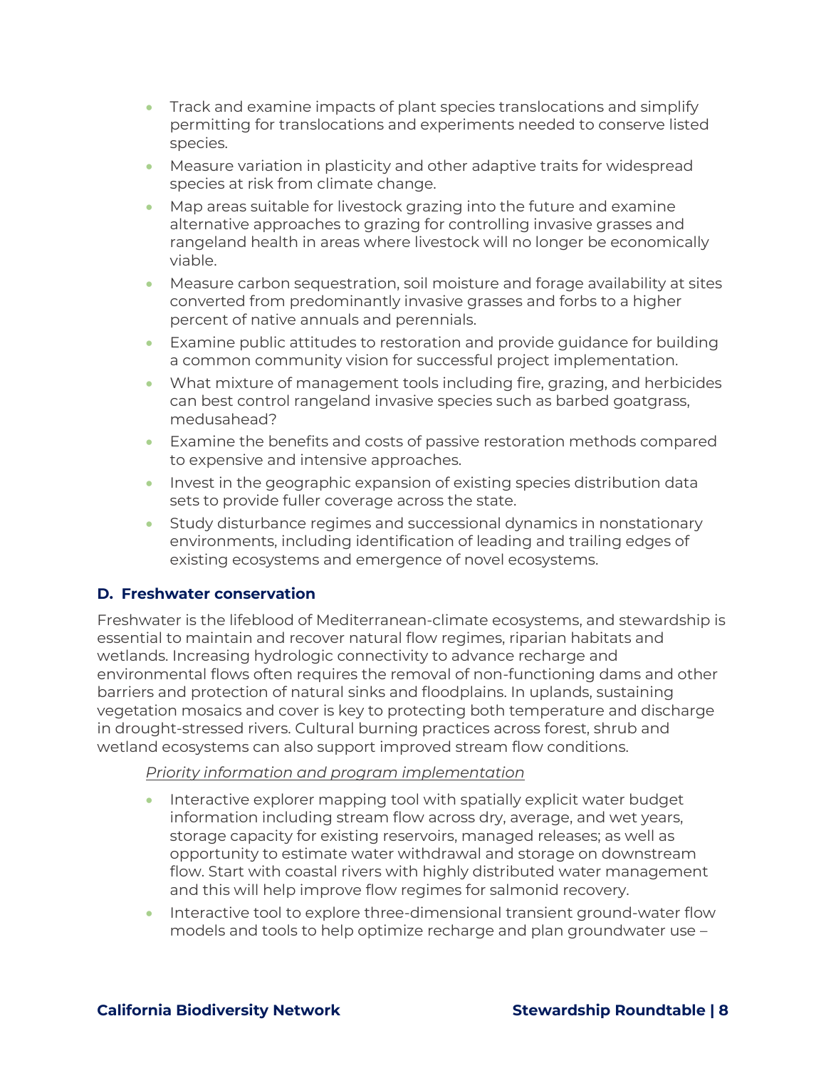- Track and examine impacts of plant species translocations and simplify permitting for translocations and experiments needed to conserve listed species.
- Measure variation in plasticity and other adaptive traits for widespread species at risk from climate change.
- Map areas suitable for livestock grazing into the future and examine alternative approaches to grazing for controlling invasive grasses and rangeland health in areas where livestock will no longer be economically viable.
- Measure carbon sequestration, soil moisture and forage availability at sites converted from predominantly invasive grasses and forbs to a higher percent of native annuals and perennials.
- Examine public attitudes to restoration and provide guidance for building a common community vision for successful project implementation.
- What mixture of management tools including fire, grazing, and herbicides can best control rangeland invasive species such as barbed goatgrass, medusahead?
- Examine the benefits and costs of passive restoration methods compared to expensive and intensive approaches.
- Invest in the geographic expansion of existing species distribution data sets to provide fuller coverage across the state.
- Study disturbance regimes and successional dynamics in nonstationary environments, including identification of leading and trailing edges of existing ecosystems and emergence of novel ecosystems.

### D. Freshwater conservation

Freshwater is the lifeblood of Mediterranean-climate ecosystems, and stewardship is essential to maintain and recover natural flow regimes, riparian habitats and wetlands. Increasing hydrologic connectivity to advance recharge and environmental flows often requires the removal of non-functioning dams and other barriers and protection of natural sinks and floodplains. In uplands, sustaining vegetation mosaics and cover is key to protecting both temperature and discharge in drought-stressed rivers. Cultural burning practices across forest, shrub and wetland ecosystems can also support improved stream flow conditions.

*Priority information and program implementation*

- Interactive explorer mapping tool with spatially explicit water budget information including stream flow across dry, average, and wet years, storage capacity for existing reservoirs, managed releases; as well as opportunity to estimate water withdrawal and storage on downstream flow. Start with coastal rivers with highly distributed water management and this will help improve flow regimes for salmonid recovery.
- Interactive tool to explore three-dimensional transient ground-water flow models and tools to help optimize recharge and plan groundwater use –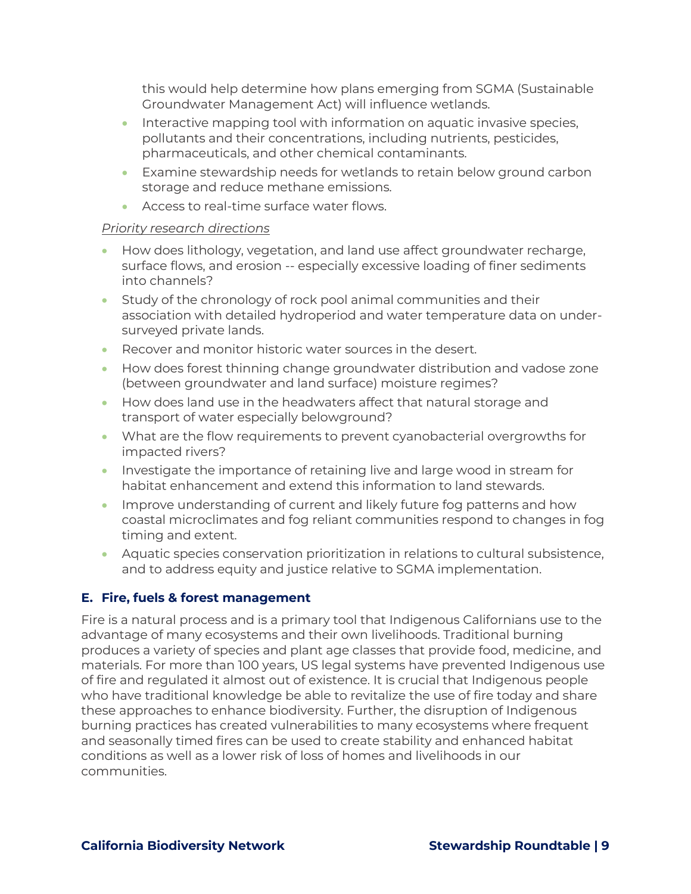this would help determine how plans emerging from SGMA (Sustainable Groundwater Management Act) will influence wetlands.

- Interactive mapping tool with information on aquatic invasive species, pollutants and their concentrations, including nutrients, pesticides, pharmaceuticals, and other chemical contaminants.
- Examine stewardship needs for wetlands to retain below ground carbon storage and reduce methane emissions.
- Access to real-time surface water flows.

*Priority research directions*

- How does lithology, vegetation, and land use affect groundwater recharge, surface flows, and erosion -- especially excessive loading of finer sediments into channels?
- Study of the chronology of rock pool animal communities and their association with detailed hydroperiod and water temperature data on under-surveyed private lands.
- Recover and monitor historic water sources in the desert.
- How does forest thinning change groundwater distribution and vadose zone (between groundwater and land surface) moisture regimes?
- How does land use in the headwaters affect that natural storage and transport of water especially belowground?
- What are the flow requirements to prevent cyanobacterial overgrowths for impacted rivers?
- Investigate the importance of retaining live and large wood in stream for habitat enhancement and extend this information to land stewards.
- Improve understanding of current and likely future fog patterns and how coastal microclimates and fog reliant communities respond to changes in fog timing and extent.
- Aquatic species conservation prioritization in relations to cultural subsistence, and to address equity and justice relative to SGMA implementation.

### E. Fire, fuels & forest management

Fire is a natural process and is a primary tool that Indigenous Californians use to the advantage of many ecosystems and their own livelihoods. Traditional burning produces a variety of species and plant age classes that provide food, medicine, and materials. For more than 100 years, US legal systems have prevented Indigenous use of fire and regulated it almost out of existence. It is crucial that Indigenous people who have traditional knowledge be able to revitalize the use of fire today and share these approaches to enhance biodiversity. Further, the disruption of Indigenous burning practices has created vulnerabilities to many ecosystems where frequent and seasonally timed fires can be used to create stability and enhanced habitat conditions as well as a lower risk of loss of homes and livelihoods in our communities.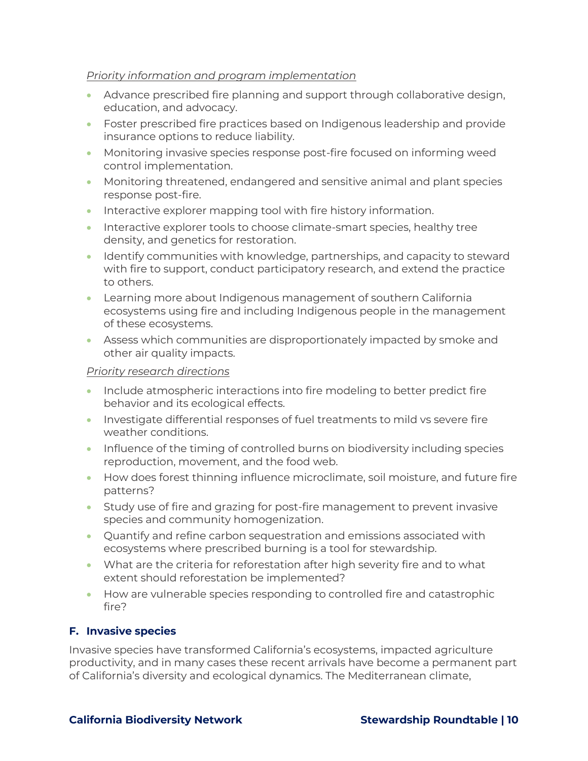*Priority information and program implementation*

- Advance prescribed fire planning and support through collaborative design, education, and advocacy.
- Foster prescribed fire practices based on Indigenous leadership and provide insurance options to reduce liability.
- Monitoring invasive species response post-fire focused on informing weed control implementation.
- Monitoring threatened, endangered and sensitive animal and plant species response post-fire.
- Interactive explorer mapping tool with fire history information.
- Interactive explorer tools to choose climate-smart species, healthy tree density, and genetics for restoration.
- Identify communities with knowledge, partnerships, and capacity to steward with fire to support, conduct participatory research, and extend the practice to others.
- Learning more about Indigenous management of southern California ecosystems using fire and including Indigenous people in the management of these ecosystems.
- Assess which communities are disproportionately impacted by smoke and other air quality impacts.

*Priority research directions*

- Include atmospheric interactions into fire modeling to better predict fire behavior and its ecological effects.
- Investigate differential responses of fuel treatments to mild vs severe fire weather conditions.
- Influence of the timing of controlled burns on biodiversity including species reproduction, movement, and the food web.
- How does forest thinning influence microclimate, soil moisture, and future fire patterns?
- Study use of fire and grazing for post-fire management to prevent invasive species and community homogenization.
- Quantify and refine carbon sequestration and emissions associated with ecosystems where prescribed burning is a tool for stewardship.
- What are the criteria for reforestation after high severity fire and to what extent should reforestation be implemented?
- How are vulnerable species responding to controlled fire and catastrophic fire?

## F. Invasive species

Invasive species have transformed California's ecosystems, impacted agriculture productivity, and in many cases these recent arrivals have become a permanent part of California's diversity and ecological dynamics. The Mediterranean climate,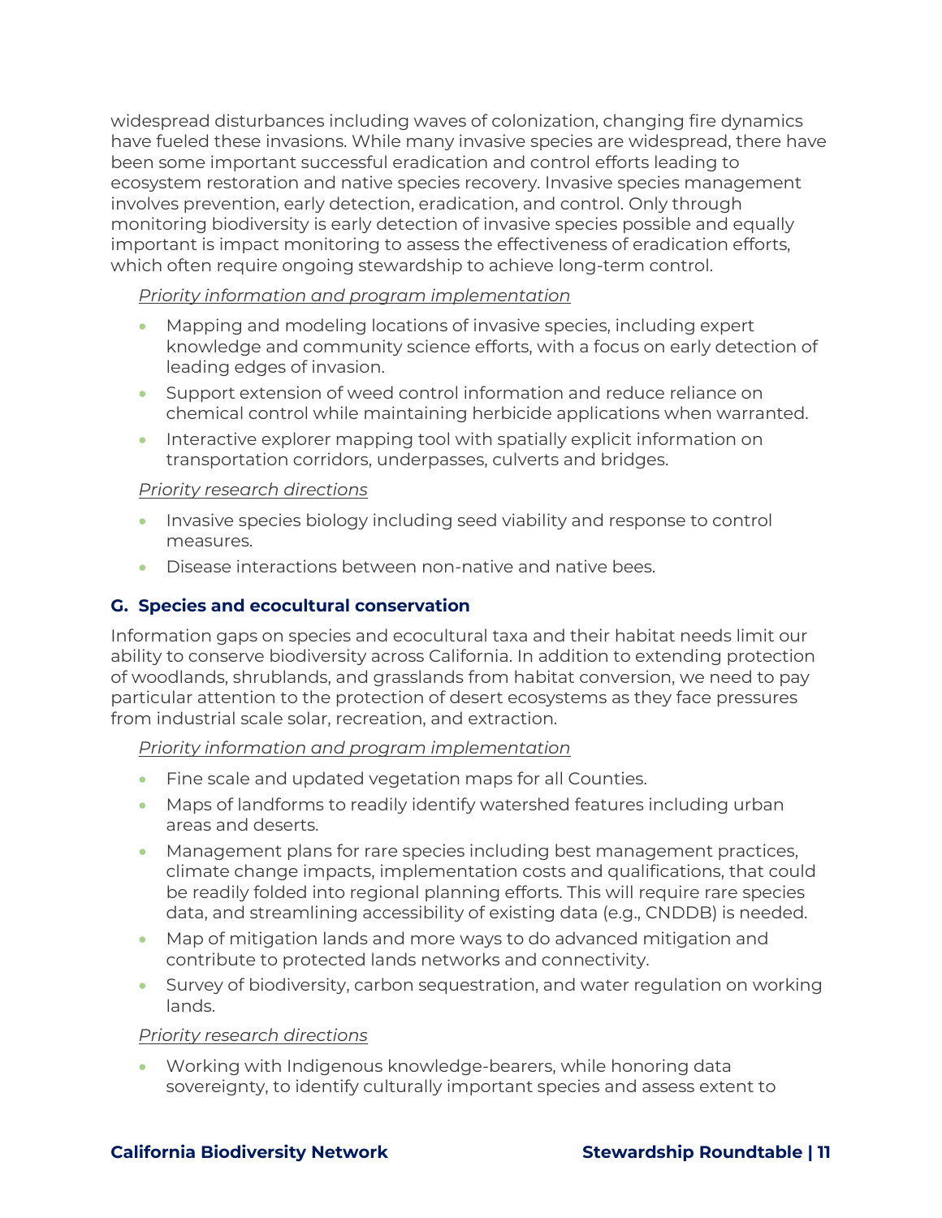widespread disturbances including waves of colonization, changing fire dynamics have fueled these invasions. While many invasive species are widespread, there have been some important successful eradication and control efforts leading to ecosystem restoration and native species recovery. Invasive species management involves prevention, early detection, eradication, and control. Only through monitoring biodiversity is early detection of invasive species possible and equally important is impact monitoring to assess the effectiveness of eradication efforts, which often require ongoing stewardship to achieve long-term control.

*Priority information and program implementation*

- Mapping and modeling locations of invasive species, including expert knowledge and community science efforts, with a focus on early detection of leading edges of invasion.
- Support extension of weed control information and reduce reliance on chemical control while maintaining herbicide applications when warranted.
- Interactive explorer mapping tool with spatially explicit information on transportation corridors, underpasses, culverts and bridges.

*Priority research directions*

- Invasive species biology including seed viability and response to control measures.
- Disease interactions between non-native and native bees.

### G. Species and ecocultural conservation

Information gaps on species and ecocultural taxa and their habitat needs limit our ability to conserve biodiversity across California. In addition to extending protection of woodlands, shrublands, and grasslands from habitat conversion, we need to pay particular attention to the protection of desert ecosystems as they face pressures from industrial scale solar, recreation, and extraction.

*Priority information and program implementation*

- Fine scale and updated vegetation maps for all Counties.
- Maps of landforms to readily identify watershed features including urban areas and deserts.
- Management plans for rare species including best management practices, climate change impacts, implementation costs and qualifications, that could be readily folded into regional planning efforts. This will require rare species data, and streamlining accessibility of existing data (e.g., CNDDB) is needed.
- Map of mitigation lands and more ways to do advanced mitigation and contribute to protected lands networks and connectivity.
- Survey of biodiversity, carbon sequestration, and water regulation on working lands.

*Priority research directions*

- Working with Indigenous knowledge-bearers, while honoring data sovereignty, to identify culturally important species and assess extent to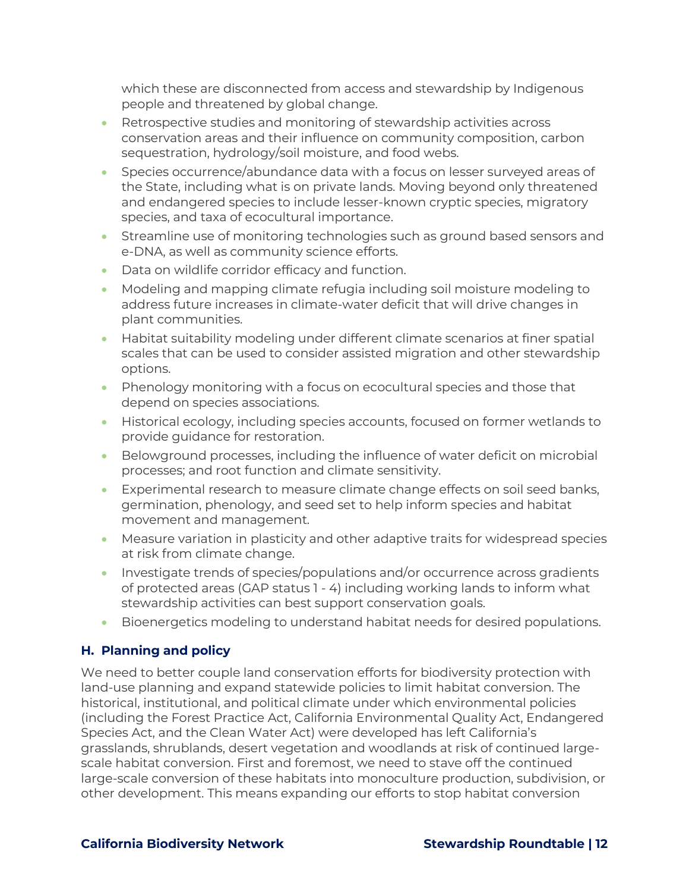which these are disconnected from access and stewardship by Indigenous people and threatened by global change.

- Retrospective studies and monitoring of stewardship activities across conservation areas and their influence on community composition, carbon sequestration, hydrology/soil moisture, and food webs.
- Species occurrence/abundance data with a focus on lesser surveyed areas of the State, including what is on private lands. Moving beyond only threatened and endangered species to include lesser-known cryptic species, migratory species, and taxa of ecocultural importance.
- Streamline use of monitoring technologies such as ground based sensors and e-DNA, as well as community science efforts.
- Data on wildlife corridor efficacy and function.
- Modeling and mapping climate refugia including soil moisture modeling to address future increases in climate-water deficit that will drive changes in plant communities.
- Habitat suitability modeling under different climate scenarios at finer spatial scales that can be used to consider assisted migration and other stewardship options.
- Phenology monitoring with a focus on ecocultural species and those that depend on species associations.
- Historical ecology, including species accounts, focused on former wetlands to provide guidance for restoration.
- Belowground processes, including the influence of water deficit on microbial processes; and root function and climate sensitivity.
- Experimental research to measure climate change effects on soil seed banks, germination, phenology, and seed set to help inform species and habitat movement and management.
- Measure variation in plasticity and other adaptive traits for widespread species at risk from climate change.
- Investigate trends of species/populations and/or occurrence across gradients of protected areas (GAP status 1 - 4) including working lands to inform what stewardship activities can best support conservation goals.
- Bioenergetics modeling to understand habitat needs for desired populations.

### H. Planning and policy

We need to better couple land conservation efforts for biodiversity protection with land-use planning and expand statewide policies to limit habitat conversion. The historical, institutional, and political climate under which environmental policies (including the Forest Practice Act, California Environmental Quality Act, Endangered Species Act, and the Clean Water Act) were developed has left California's grasslands, shrublands, desert vegetation and woodlands at risk of continued large-scale habitat conversion. First and foremost, we need to stave off the continued large-scale conversion of these habitats into monoculture production, subdivision, or other development. This means expanding our efforts to stop habitat conversion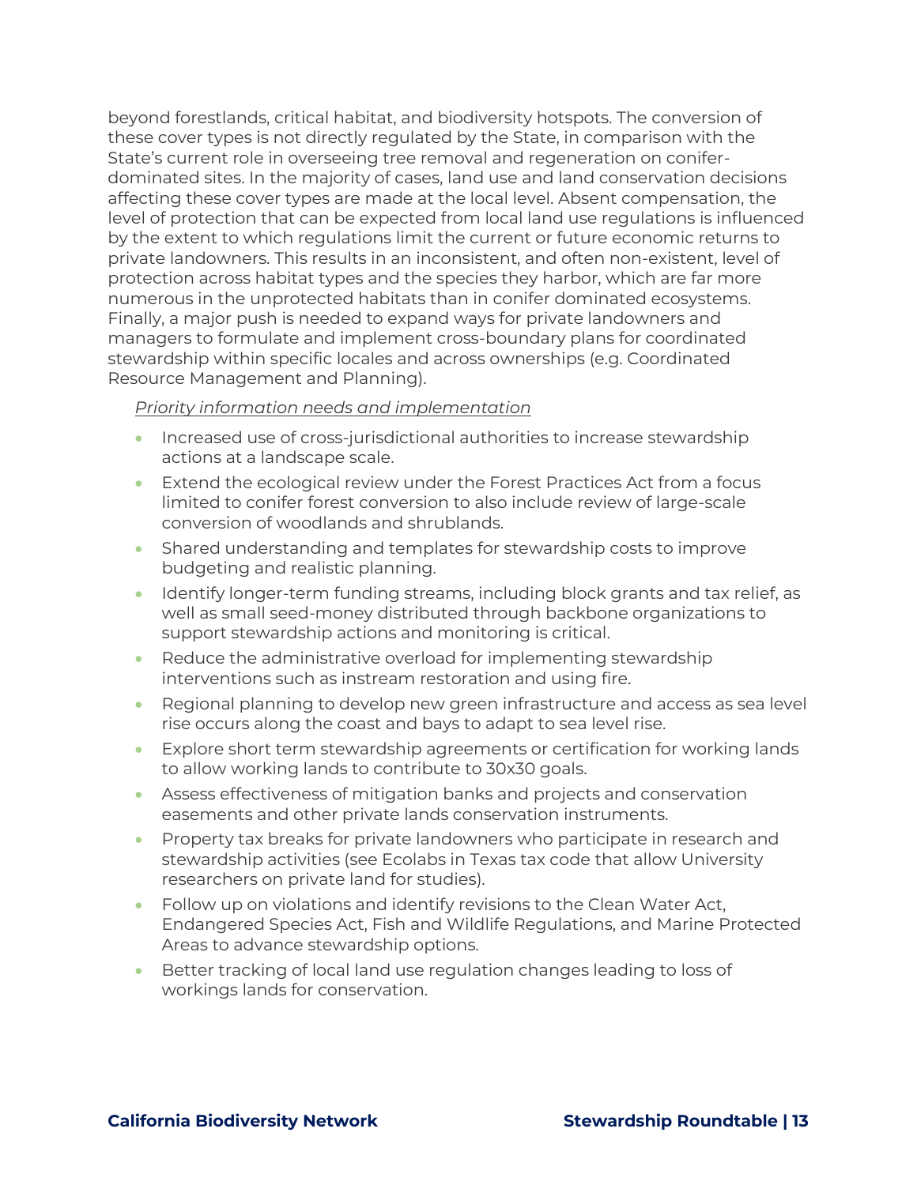beyond forestlands, critical habitat, and biodiversity hotspots. The conversion of these cover types is not directly regulated by the State, in comparison with the State's current role in overseeing tree removal and regeneration on conifer-dominated sites. In the majority of cases, land use and land conservation decisions affecting these cover types are made at the local level. Absent compensation, the level of protection that can be expected from local land use regulations is influenced by the extent to which regulations limit the current or future economic returns to private landowners. This results in an inconsistent, and often non-existent, level of protection across habitat types and the species they harbor, which are far more numerous in the unprotected habitats than in conifer dominated ecosystems. Finally, a major push is needed to expand ways for private landowners and managers to formulate and implement cross-boundary plans for coordinated stewardship within specific locales and across ownerships (e.g. Coordinated Resource Management and Planning).

*Priority information needs and implementation*

- Increased use of cross-jurisdictional authorities to increase stewardship actions at a landscape scale.
- Extend the ecological review under the Forest Practices Act from a focus limited to conifer forest conversion to also include review of large-scale conversion of woodlands and shrublands.
- Shared understanding and templates for stewardship costs to improve budgeting and realistic planning.
- Identify longer-term funding streams, including block grants and tax relief, as well as small seed-money distributed through backbone organizations to support stewardship actions and monitoring is critical.
- Reduce the administrative overload for implementing stewardship interventions such as instream restoration and using fire.
- Regional planning to develop new green infrastructure and access as sea level rise occurs along the coast and bays to adapt to sea level rise.
- Explore short term stewardship agreements or certification for working lands to allow working lands to contribute to 30x30 goals.
- Assess effectiveness of mitigation banks and projects and conservation easements and other private lands conservation instruments.
- Property tax breaks for private landowners who participate in research and stewardship activities (see Ecolabs in Texas tax code that allow University researchers on private land for studies).
- Follow up on violations and identify revisions to the Clean Water Act, Endangered Species Act, Fish and Wildlife Regulations, and Marine Protected Areas to advance stewardship options.
- Better tracking of local land use regulation changes leading to loss of workings lands for conservation.